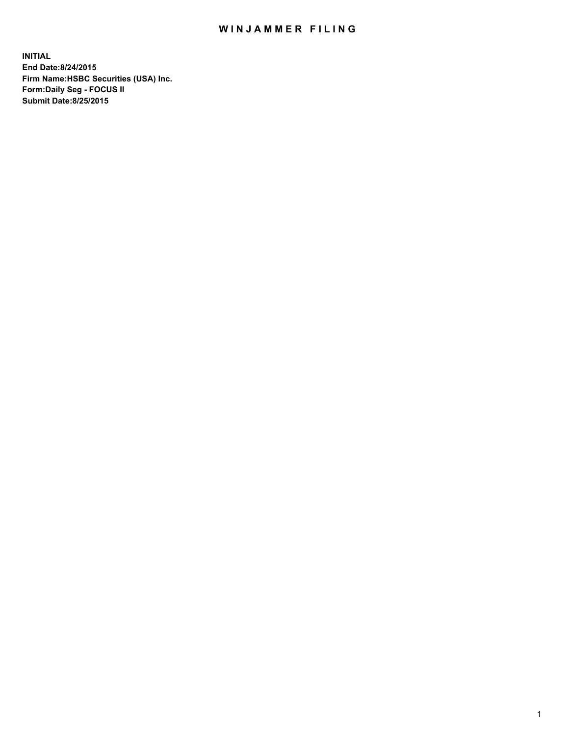# WINJAMMER FILING

**INITIAL**
**End Date:8/24/2015**
**Firm Name:HSBC Securities (USA) Inc.**
**Form:Daily Seg - FOCUS II**
**Submit Date:8/25/2015**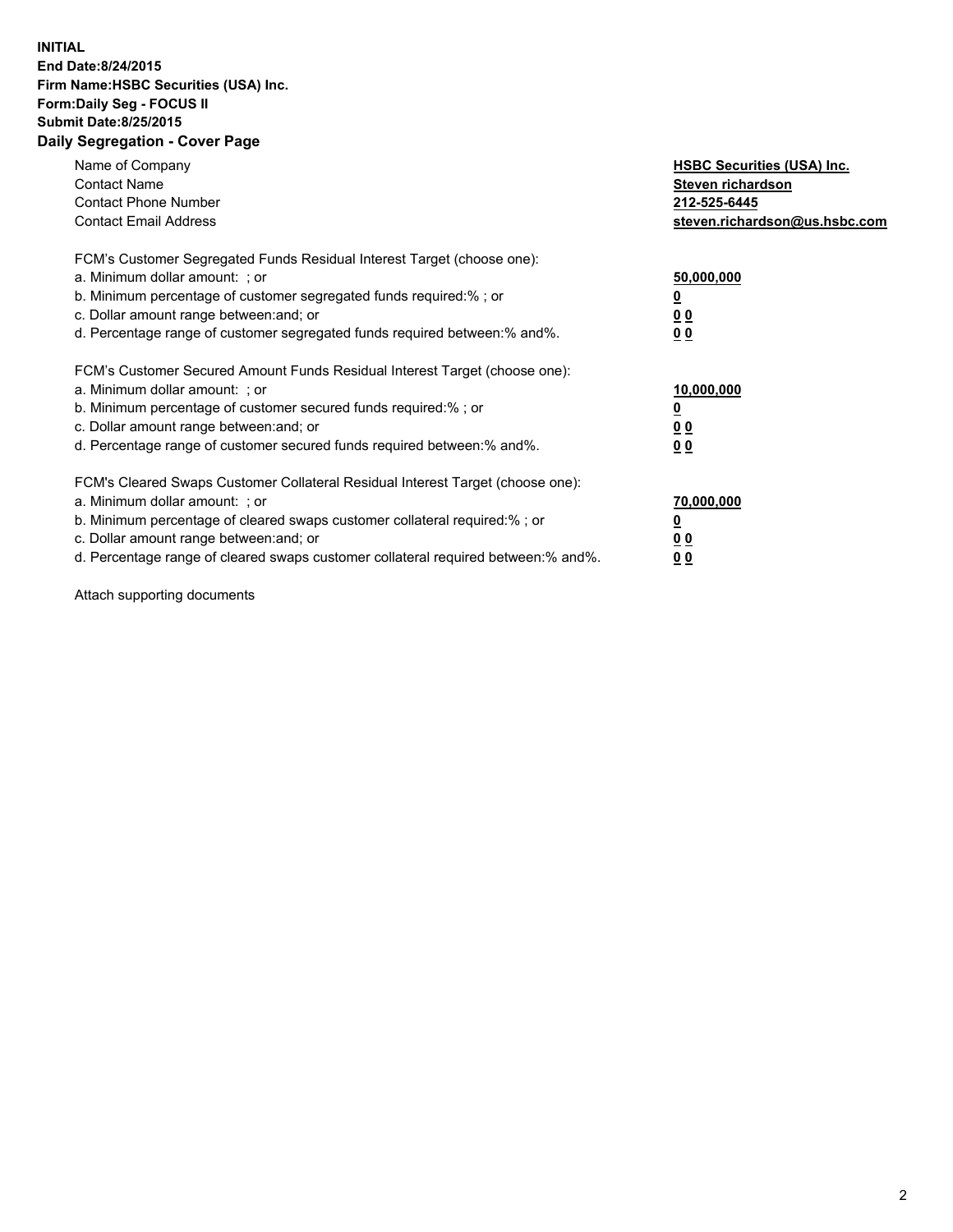**INITIAL**
**End Date:8/24/2015**
**Firm Name:HSBC Securities (USA) Inc.**
**Form:Daily Seg - FOCUS II**
**Submit Date:8/25/2015**

## Daily Segregation - Cover Page

| | |
|---|---|
| Name of Company | **HSBC Securities (USA) Inc.** |
| Contact Name | **Steven richardson** |
| Contact Phone Number | **212-525-6445** |
| Contact Email Address | **steven.richardson@us.hsbc.com** |

FCM's Customer Segregated Funds Residual Interest Target (choose one):

| | |
|---|---|
| a. Minimum dollar amount: ; or | **50,000,000** |
| b. Minimum percentage of customer segregated funds required:% ; or | **0** |
| c. Dollar amount range between:and; or | **0 0** |
| d. Percentage range of customer segregated funds required between:% and%. | **0 0** |

FCM's Customer Secured Amount Funds Residual Interest Target (choose one):

| | |
|---|---|
| a. Minimum dollar amount: ; or | **10,000,000** |
| b. Minimum percentage of customer secured funds required:% ; or | **0** |
| c. Dollar amount range between:and; or | **0 0** |
| d. Percentage range of customer secured funds required between:% and%. | **0 0** |

FCM's Cleared Swaps Customer Collateral Residual Interest Target (choose one):

| | |
|---|---|
| a. Minimum dollar amount: ; or | **70,000,000** |
| b. Minimum percentage of cleared swaps customer collateral required:% ; or | **0** |
| c. Dollar amount range between:and; or | **0 0** |
| d. Percentage range of cleared swaps customer collateral required between:% and%. | **0 0** |

Attach supporting documents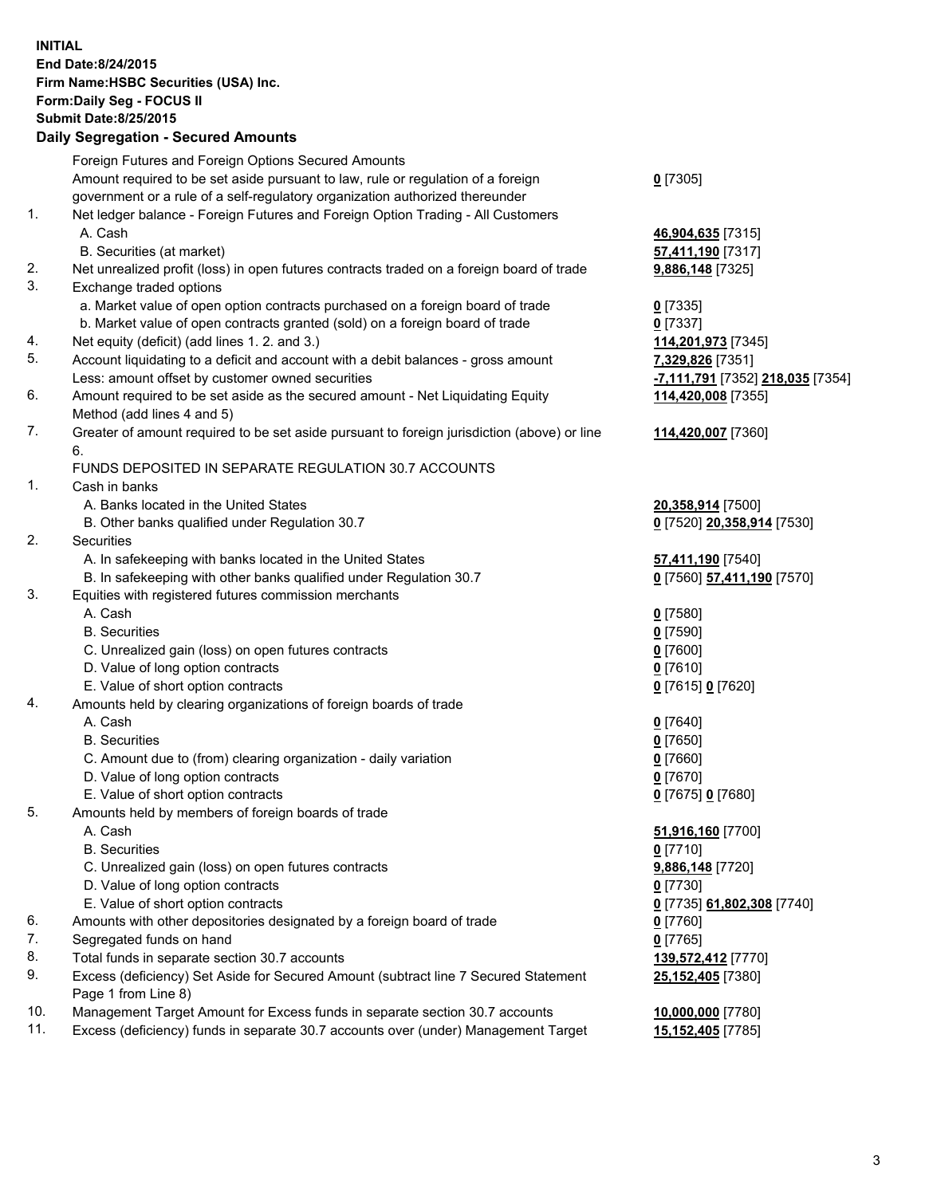**INITIAL**
**End Date:8/24/2015**
**Firm Name:HSBC Securities (USA) Inc.**
**Form:Daily Seg - FOCUS II**
**Submit Date:8/25/2015**

## Daily Segregation - Secured Amounts

| | | |
|---|---|---|
| | Foreign Futures and Foreign Options Secured Amounts | |
| | Amount required to be set aside pursuant to law, rule or regulation of a foreign government or a rule of a self-regulatory organization authorized thereunder | **0** [7305] |
| 1. | Net ledger balance - Foreign Futures and Foreign Option Trading - All Customers | |
| | A. Cash | **46,904,635** [7315] |
| | B. Securities (at market) | **57,411,190** [7317] |
| 2. | Net unrealized profit (loss) in open futures contracts traded on a foreign board of trade | **9,886,148** [7325] |
| 3. | Exchange traded options | |
| | a. Market value of open option contracts purchased on a foreign board of trade | **0** [7335] |
| | b. Market value of open contracts granted (sold) on a foreign board of trade | **0** [7337] |
| 4. | Net equity (deficit) (add lines 1. 2. and 3.) | **114,201,973** [7345] |
| 5. | Account liquidating to a deficit and account with a debit balances - gross amount | **7,329,826** [7351] |
| | Less: amount offset by customer owned securities | **-7,111,791** [7352] **218,035** [7354] |
| 6. | Amount required to be set aside as the secured amount - Net Liquidating Equity Method (add lines 4 and 5) | **114,420,008** [7355] |
| 7. | Greater of amount required to be set aside pursuant to foreign jurisdiction (above) or line 6. | **114,420,007** [7360] |
| | FUNDS DEPOSITED IN SEPARATE REGULATION 30.7 ACCOUNTS | |
| 1. | Cash in banks | |
| | A. Banks located in the United States | **20,358,914** [7500] |
| | B. Other banks qualified under Regulation 30.7 | **0** [7520] **20,358,914** [7530] |
| 2. | Securities | |
| | A. In safekeeping with banks located in the United States | **57,411,190** [7540] |
| | B. In safekeeping with other banks qualified under Regulation 30.7 | **0** [7560] **57,411,190** [7570] |
| 3. | Equities with registered futures commission merchants | |
| | A. Cash | **0** [7580] |
| | B. Securities | **0** [7590] |
| | C. Unrealized gain (loss) on open futures contracts | **0** [7600] |
| | D. Value of long option contracts | **0** [7610] |
| | E. Value of short option contracts | **0** [7615] **0** [7620] |
| 4. | Amounts held by clearing organizations of foreign boards of trade | |
| | A. Cash | **0** [7640] |
| | B. Securities | **0** [7650] |
| | C. Amount due to (from) clearing organization - daily variation | **0** [7660] |
| | D. Value of long option contracts | **0** [7670] |
| | E. Value of short option contracts | **0** [7675] **0** [7680] |
| 5. | Amounts held by members of foreign boards of trade | |
| | A. Cash | **51,916,160** [7700] |
| | B. Securities | **0** [7710] |
| | C. Unrealized gain (loss) on open futures contracts | **9,886,148** [7720] |
| | D. Value of long option contracts | **0** [7730] |
| | E. Value of short option contracts | **0** [7735] **61,802,308** [7740] |
| 6. | Amounts with other depositories designated by a foreign board of trade | **0** [7760] |
| 7. | Segregated funds on hand | **0** [7765] |
| 8. | Total funds in separate section 30.7 accounts | **139,572,412** [7770] |
| 9. | Excess (deficiency) Set Aside for Secured Amount (subtract line 7 Secured Statement Page 1 from Line 8) | **25,152,405** [7380] |
| 10. | Management Target Amount for Excess funds in separate section 30.7 accounts | **10,000,000** [7780] |
| 11. | Excess (deficiency) funds in separate 30.7 accounts over (under) Management Target | **15,152,405** [7785] |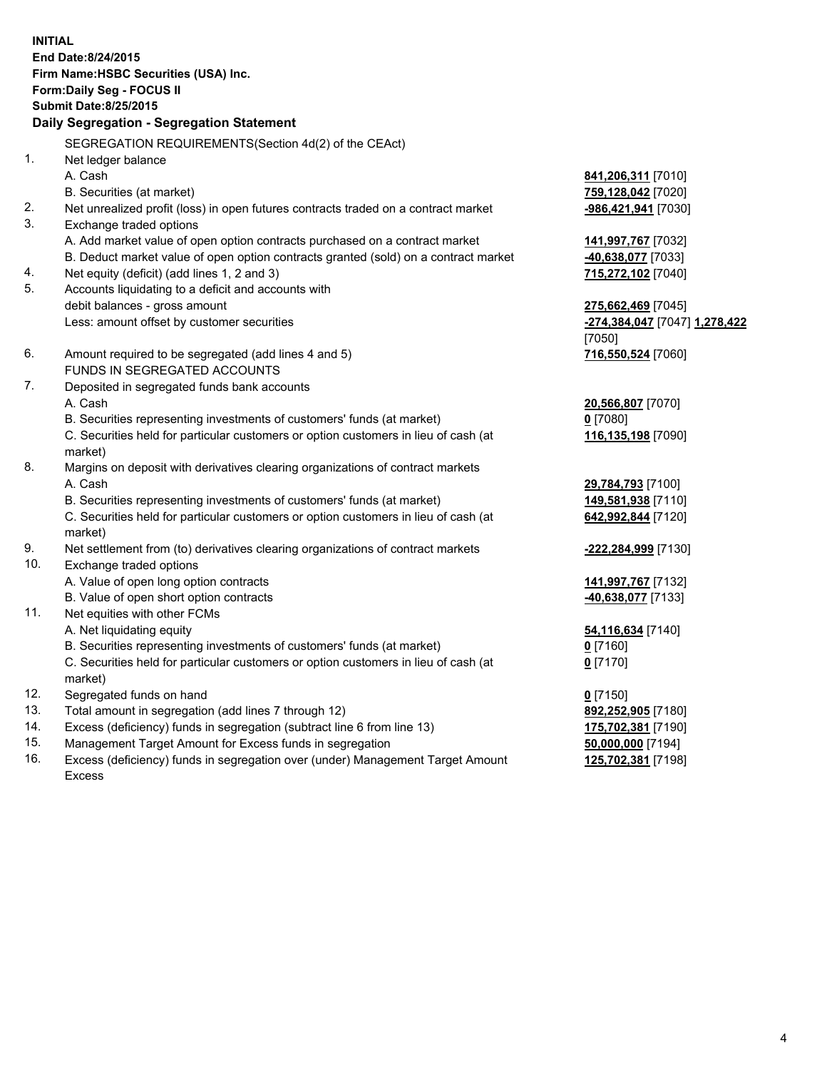**INITIAL**
**End Date:8/24/2015**
**Firm Name:HSBC Securities (USA) Inc.**
**Form:Daily Seg - FOCUS II**
**Submit Date:8/25/2015**

## Daily Segregation - Segregation Statement

| | | |
|---|---|---|
| | SEGREGATION REQUIREMENTS(Section 4d(2) of the CEAct) | |
| 1. | Net ledger balance | |
| | A. Cash | **841,206,311** [7010] |
| | B. Securities (at market) | **759,128,042** [7020] |
| 2. | Net unrealized profit (loss) in open futures contracts traded on a contract market | **-986,421,941** [7030] |
| 3. | Exchange traded options | |
| | A. Add market value of open option contracts purchased on a contract market | **141,997,767** [7032] |
| | B. Deduct market value of open option contracts granted (sold) on a contract market | **-40,638,077** [7033] |
| 4. | Net equity (deficit) (add lines 1, 2 and 3) | **715,272,102** [7040] |
| 5. | Accounts liquidating to a deficit and accounts with debit balances - gross amount | **275,662,469** [7045] |
| | Less: amount offset by customer securities | **-274,384,047** [7047] **1,278,422** [7050] |
| 6. | Amount required to be segregated (add lines 4 and 5) | **716,550,524** [7060] |
| | FUNDS IN SEGREGATED ACCOUNTS | |
| 7. | Deposited in segregated funds bank accounts | |
| | A. Cash | **20,566,807** [7070] |
| | B. Securities representing investments of customers' funds (at market) | **0** [7080] |
| | C. Securities held for particular customers or option customers in lieu of cash (at market) | **116,135,198** [7090] |
| 8. | Margins on deposit with derivatives clearing organizations of contract markets | |
| | A. Cash | **29,784,793** [7100] |
| | B. Securities representing investments of customers' funds (at market) | **149,581,938** [7110] |
| | C. Securities held for particular customers or option customers in lieu of cash (at market) | **642,992,844** [7120] |
| 9. | Net settlement from (to) derivatives clearing organizations of contract markets | **-222,284,999** [7130] |
| 10. | Exchange traded options | |
| | A. Value of open long option contracts | **141,997,767** [7132] |
| | B. Value of open short option contracts | **-40,638,077** [7133] |
| 11. | Net equities with other FCMs | |
| | A. Net liquidating equity | **54,116,634** [7140] |
| | B. Securities representing investments of customers' funds (at market) | **0** [7160] |
| | C. Securities held for particular customers or option customers in lieu of cash (at market) | **0** [7170] |
| 12. | Segregated funds on hand | **0** [7150] |
| 13. | Total amount in segregation (add lines 7 through 12) | **892,252,905** [7180] |
| 14. | Excess (deficiency) funds in segregation (subtract line 6 from line 13) | **175,702,381** [7190] |
| 15. | Management Target Amount for Excess funds in segregation | **50,000,000** [7194] |
| 16. | Excess (deficiency) funds in segregation over (under) Management Target Amount Excess | **125,702,381** [7198] |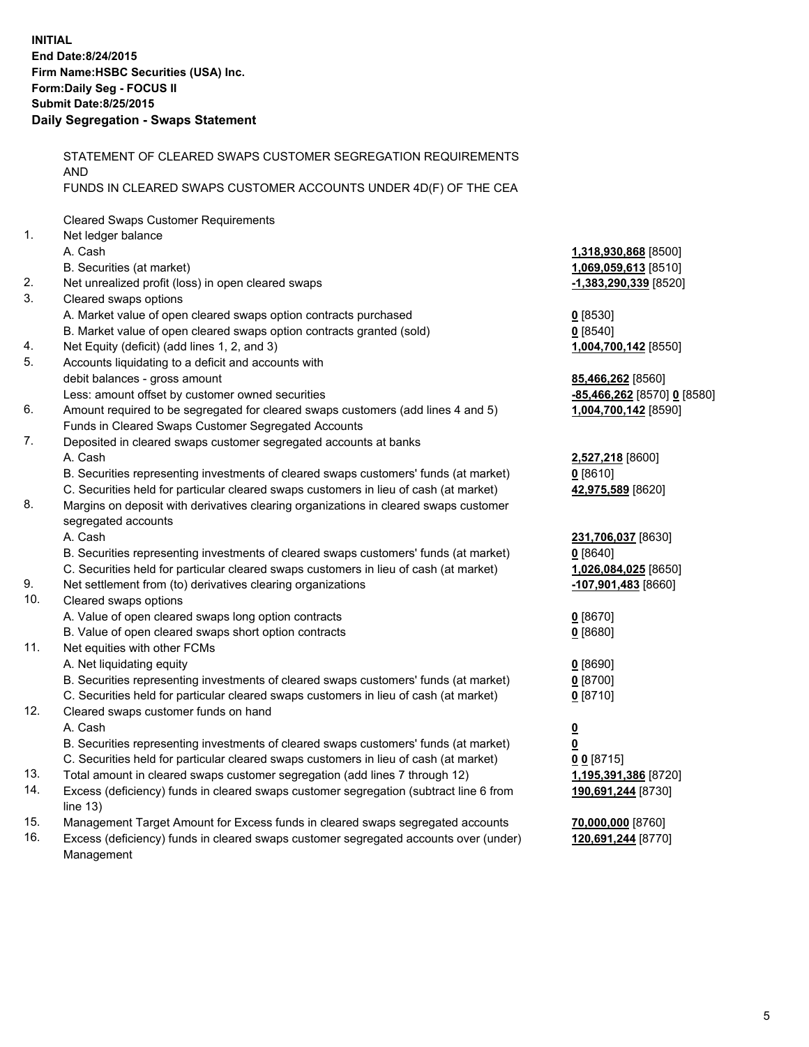**INITIAL**
**End Date:8/24/2015**
**Firm Name:HSBC Securities (USA) Inc.**
**Form:Daily Seg - FOCUS II**
**Submit Date:8/25/2015**
**Daily Segregation - Swaps Statement**

STATEMENT OF CLEARED SWAPS CUSTOMER SEGREGATION REQUIREMENTS AND FUNDS IN CLEARED SWAPS CUSTOMER ACCOUNTS UNDER 4D(F) OF THE CEA

| | | |
|---|---|---|
| | Cleared Swaps Customer Requirements | |
| 1. | Net ledger balance | |
| | A. Cash | **1,318,930,868** [8500] |
| | B. Securities (at market) | **1,069,059,613** [8510] |
| 2. | Net unrealized profit (loss) in open cleared swaps | **-1,383,290,339** [8520] |
| 3. | Cleared swaps options | |
| | A. Market value of open cleared swaps option contracts purchased | **0** [8530] |
| | B. Market value of open cleared swaps option contracts granted (sold) | **0** [8540] |
| 4. | Net Equity (deficit) (add lines 1, 2, and 3) | **1,004,700,142** [8550] |
| 5. | Accounts liquidating to a deficit and accounts with debit balances - gross amount | **85,466,262** [8560] |
| | Less: amount offset by customer owned securities | **-85,466,262** [8570] **0** [8580] |
| 6. | Amount required to be segregated for cleared swaps customers (add lines 4 and 5) | **1,004,700,142** [8590] |
| | Funds in Cleared Swaps Customer Segregated Accounts | |
| 7. | Deposited in cleared swaps customer segregated accounts at banks | |
| | A. Cash | **2,527,218** [8600] |
| | B. Securities representing investments of cleared swaps customers' funds (at market) | **0** [8610] |
| | C. Securities held for particular cleared swaps customers in lieu of cash (at market) | **42,975,589** [8620] |
| 8. | Margins on deposit with derivatives clearing organizations in cleared swaps customer segregated accounts | |
| | A. Cash | **231,706,037** [8630] |
| | B. Securities representing investments of cleared swaps customers' funds (at market) | **0** [8640] |
| | C. Securities held for particular cleared swaps customers in lieu of cash (at market) | **1,026,084,025** [8650] |
| 9. | Net settlement from (to) derivatives clearing organizations | **-107,901,483** [8660] |
| 10. | Cleared swaps options | |
| | A. Value of open cleared swaps long option contracts | **0** [8670] |
| | B. Value of open cleared swaps short option contracts | **0** [8680] |
| 11. | Net equities with other FCMs | |
| | A. Net liquidating equity | **0** [8690] |
| | B. Securities representing investments of cleared swaps customers' funds (at market) | **0** [8700] |
| | C. Securities held for particular cleared swaps customers in lieu of cash (at market) | **0** [8710] |
| 12. | Cleared swaps customer funds on hand | |
| | A. Cash | **0** |
| | B. Securities representing investments of cleared swaps customers' funds (at market) | **0** |
| | C. Securities held for particular cleared swaps customers in lieu of cash (at market) | **0** **0** [8715] |
| 13. | Total amount in cleared swaps customer segregation (add lines 7 through 12) | **1,195,391,386** [8720] |
| 14. | Excess (deficiency) funds in cleared swaps customer segregation (subtract line 6 from line 13) | **190,691,244** [8730] |
| 15. | Management Target Amount for Excess funds in cleared swaps segregated accounts | **70,000,000** [8760] |
| 16. | Excess (deficiency) funds in cleared swaps customer segregated accounts over (under) Management | **120,691,244** [8770] |